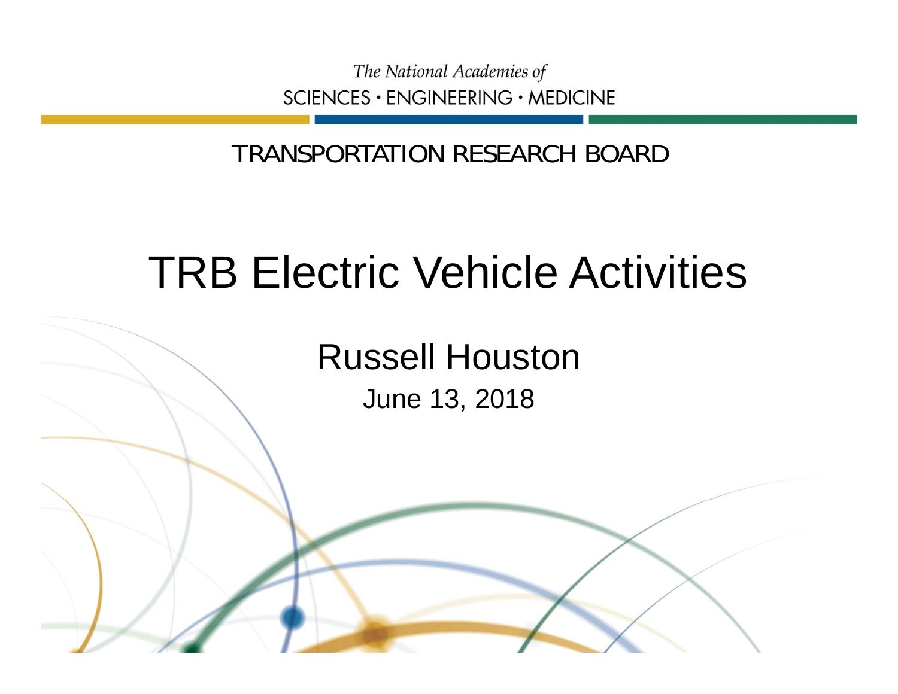The National Academies of
SCIENCES · ENGINEERING · MEDICINE

TRANSPORTATION RESEARCH BOARD

# TRB Electric Vehicle Activities

Russell Houston

June 13, 2018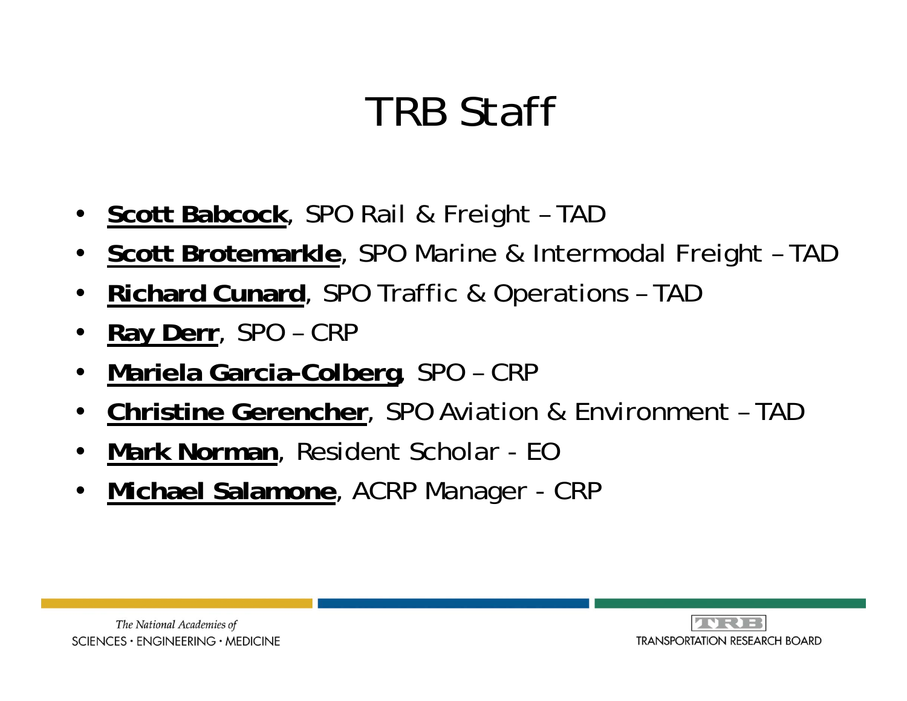# TRB Staff

- **Scott Babcock**, SPO Rail & Freight – TAD
- **Scott Brotemarkle**, SPO Marine & Intermodal Freight – TAD
- **Richard Cunard**, SPO Traffic & Operations – TAD
- **Ray Derr**, SPO – CRP
- **Mariela Garcia-Colberg**, SPO – CRP
- **Christine Gerencher**, SPO Aviation & Environment – TAD
- **Mark Norman**, Resident Scholar - EO
- **Michael Salamone**, ACRP Manager - CRP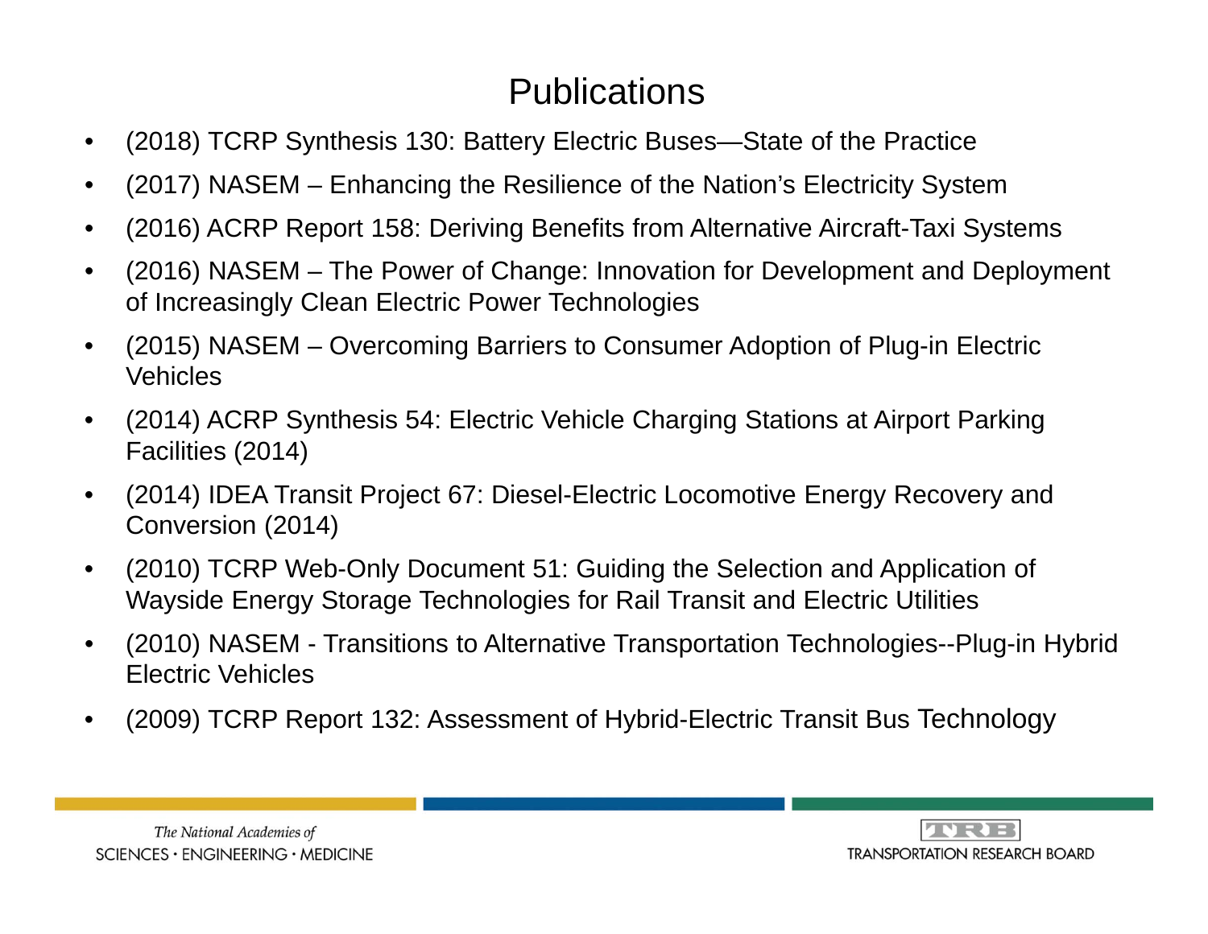# Publications

- (2018) TCRP Synthesis 130: Battery Electric Buses—State of the Practice
- (2017) NASEM – Enhancing the Resilience of the Nation's Electricity System
- (2016) ACRP Report 158: Deriving Benefits from Alternative Aircraft-Taxi Systems
- (2016) NASEM – The Power of Change: Innovation for Development and Deployment of Increasingly Clean Electric Power Technologies
- (2015) NASEM – Overcoming Barriers to Consumer Adoption of Plug-in Electric Vehicles
- (2014) ACRP Synthesis 54: Electric Vehicle Charging Stations at Airport Parking Facilities (2014)
- (2014) IDEA Transit Project 67: Diesel-Electric Locomotive Energy Recovery and Conversion (2014)
- (2010) TCRP Web-Only Document 51: Guiding the Selection and Application of Wayside Energy Storage Technologies for Rail Transit and Electric Utilities
- (2010) NASEM - Transitions to Alternative Transportation Technologies--Plug-in Hybrid Electric Vehicles
- (2009) TCRP Report 132: Assessment of Hybrid-Electric Transit Bus Technology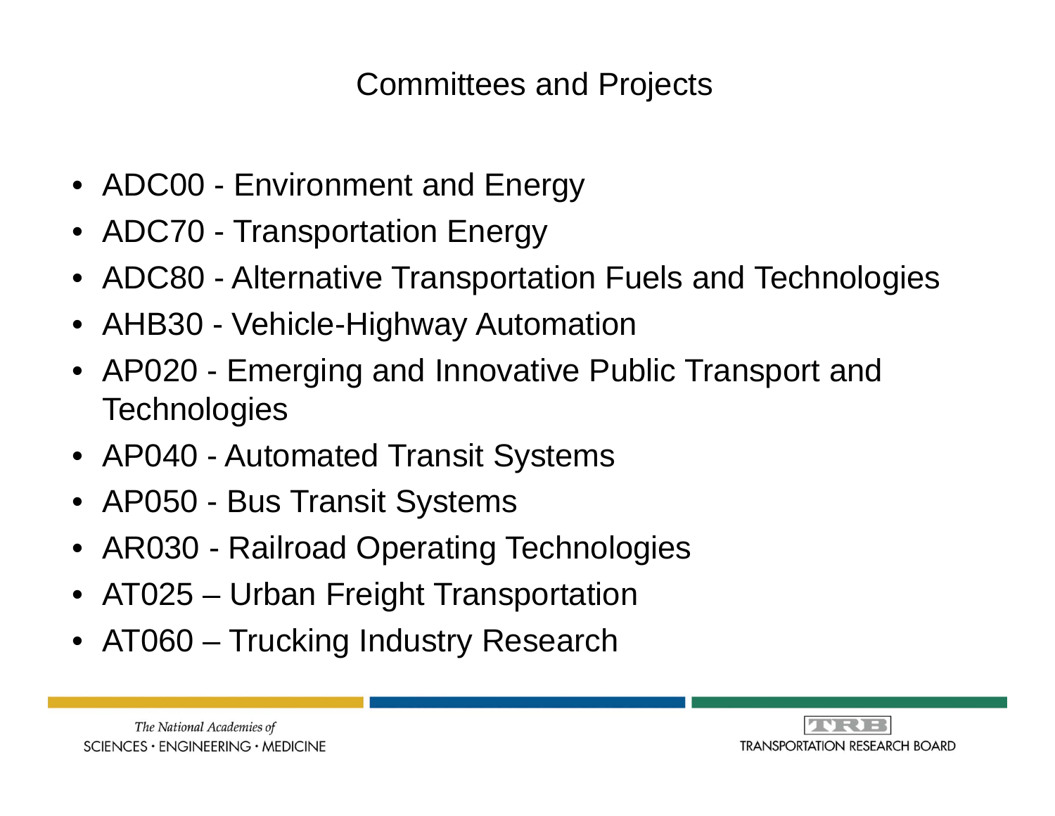# Committees and Projects

- ADC00 - Environment and Energy
- ADC70 - Transportation Energy
- ADC80 - Alternative Transportation Fuels and Technologies
- AHB30 - Vehicle-Highway Automation
- AP020 - Emerging and Innovative Public Transport and Technologies
- AP040 - Automated Transit Systems
- AP050 - Bus Transit Systems
- AR030 - Railroad Operating Technologies
- AT025 – Urban Freight Transportation
- AT060 – Trucking Industry Research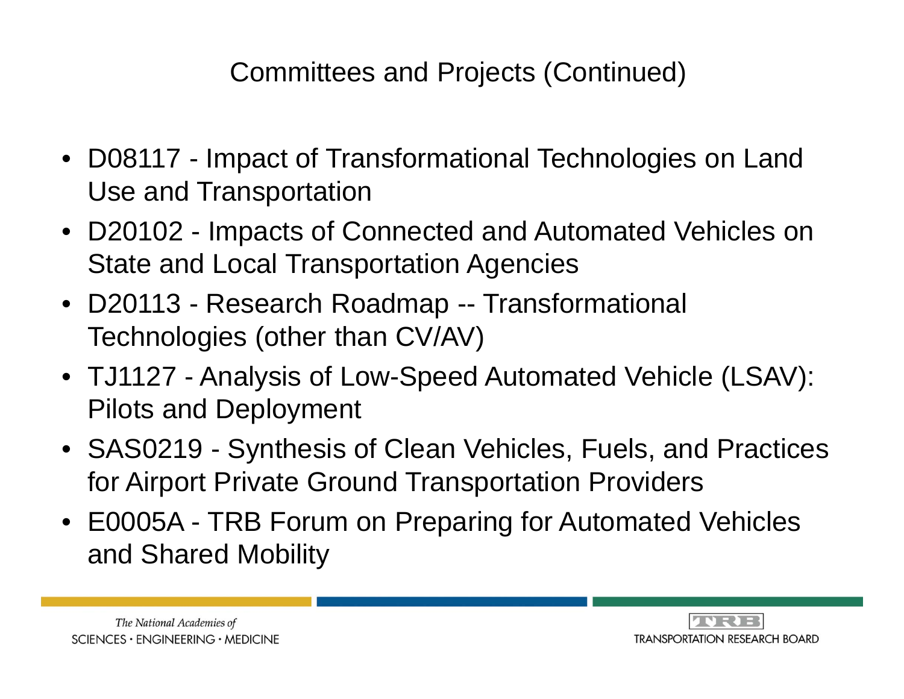# Committees and Projects (Continued)

- D08117 - Impact of Transformational Technologies on Land Use and Transportation
- D20102 - Impacts of Connected and Automated Vehicles on State and Local Transportation Agencies
- D20113 - Research Roadmap -- Transformational Technologies (other than CV/AV)
- TJ1127 - Analysis of Low-Speed Automated Vehicle (LSAV): Pilots and Deployment
- SAS0219 - Synthesis of Clean Vehicles, Fuels, and Practices for Airport Private Ground Transportation Providers
- E0005A - TRB Forum on Preparing for Automated Vehicles and Shared Mobility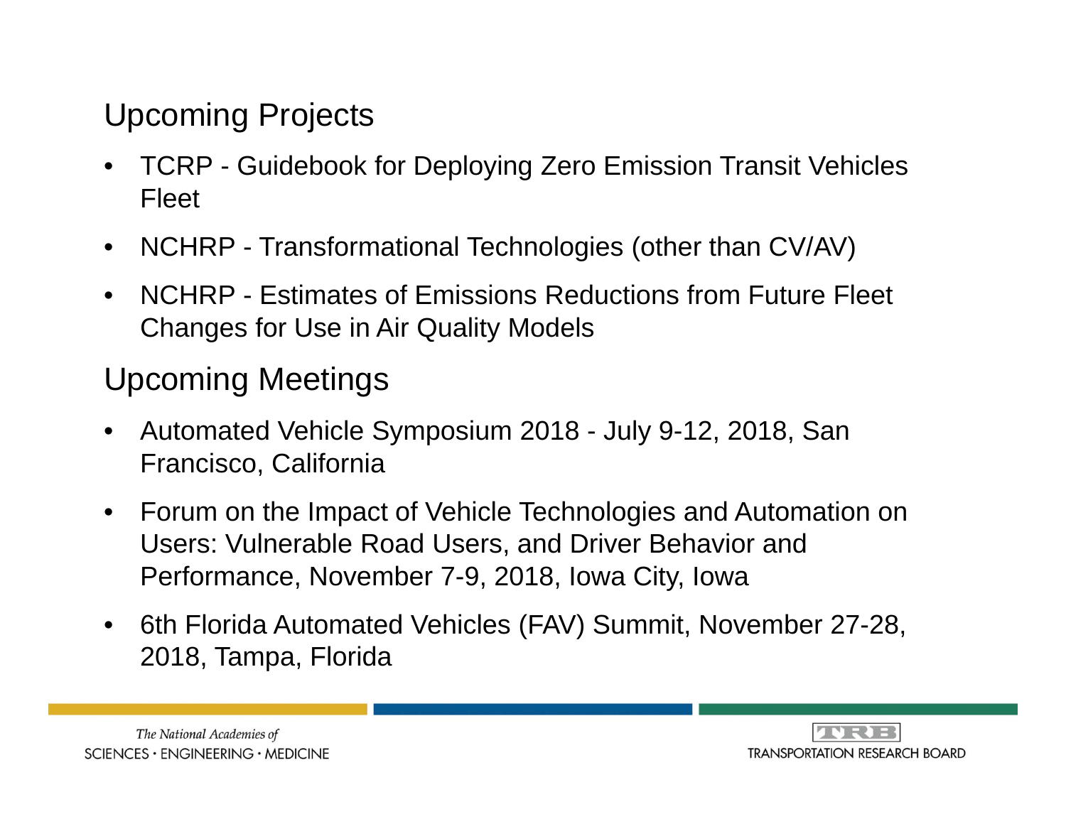## Upcoming Projects

- TCRP - Guidebook for Deploying Zero Emission Transit Vehicles Fleet
- NCHRP - Transformational Technologies (other than CV/AV)
- NCHRP - Estimates of Emissions Reductions from Future Fleet Changes for Use in Air Quality Models

## Upcoming Meetings

- Automated Vehicle Symposium 2018 - July 9-12, 2018, San Francisco, California
- Forum on the Impact of Vehicle Technologies and Automation on Users: Vulnerable Road Users, and Driver Behavior and Performance, November 7-9, 2018, Iowa City, Iowa
- 6th Florida Automated Vehicles (FAV) Summit, November 27-28, 2018, Tampa, Florida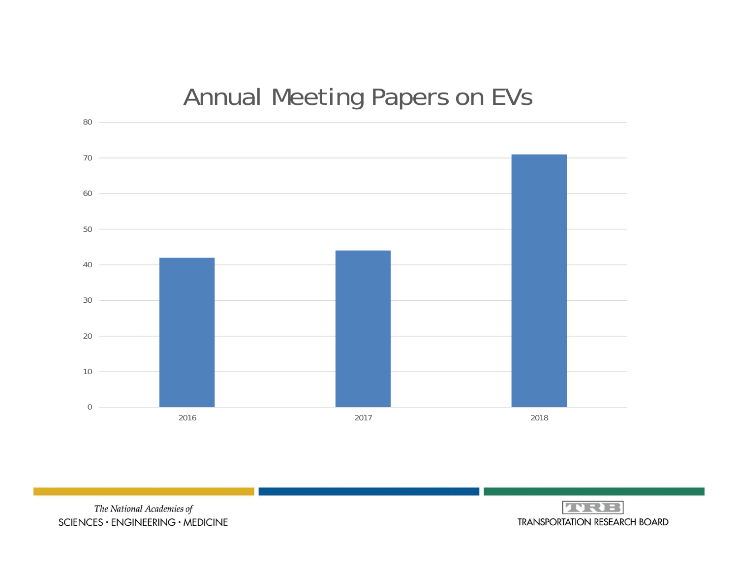# Annual Meeting Papers on EVs

80

70

60

50

40

30

20

10

0

2016

2017

2018